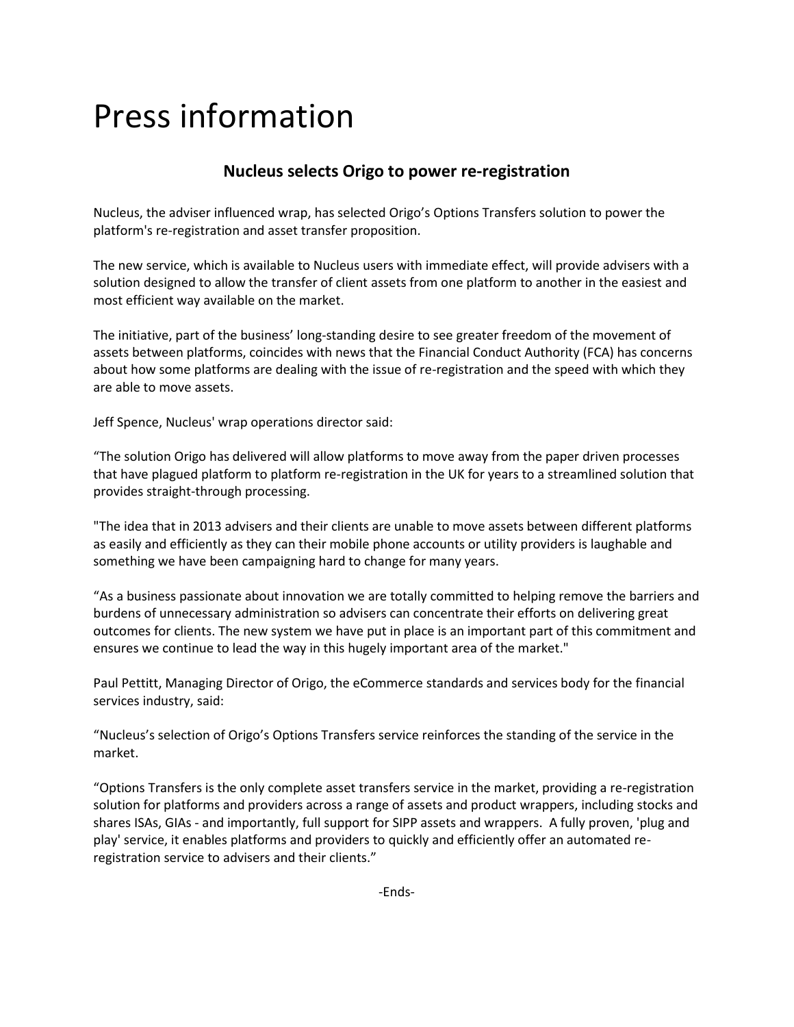# Press information

## Nucleus selects Origo to power re-registration

Nucleus, the adviser influenced wrap, has selected Origo's Options Transfers solution to power the platform's re-registration and asset transfer proposition.

The new service, which is available to Nucleus users with immediate effect, will provide advisers with a solution designed to allow the transfer of client assets from one platform to another in the easiest and most efficient way available on the market.

The initiative, part of the business' long-standing desire to see greater freedom of the movement of assets between platforms, coincides with news that the Financial Conduct Authority (FCA) has concerns about how some platforms are dealing with the issue of re-registration and the speed with which they are able to move assets.

Jeff Spence, Nucleus' wrap operations director said:

"The solution Origo has delivered will allow platforms to move away from the paper driven processes that have plagued platform to platform re-registration in the UK for years to a streamlined solution that provides straight-through processing.

"The idea that in 2013 advisers and their clients are unable to move assets between different platforms as easily and efficiently as they can their mobile phone accounts or utility providers is laughable and something we have been campaigning hard to change for many years.

"As a business passionate about innovation we are totally committed to helping remove the barriers and burdens of unnecessary administration so advisers can concentrate their efforts on delivering great outcomes for clients. The new system we have put in place is an important part of this commitment and ensures we continue to lead the way in this hugely important area of the market."

Paul Pettitt, Managing Director of Origo, the eCommerce standards and services body for the financial services industry, said:

"Nucleus's selection of Origo's Options Transfers service reinforces the standing of the service in the market.

"Options Transfers is the only complete asset transfers service in the market, providing a re-registration solution for platforms and providers across a range of assets and product wrappers, including stocks and shares ISAs, GIAs - and importantly, full support for SIPP assets and wrappers. A fully proven, 'plug and play' service, it enables platforms and providers to quickly and efficiently offer an automated re-registration service to advisers and their clients."

-Ends-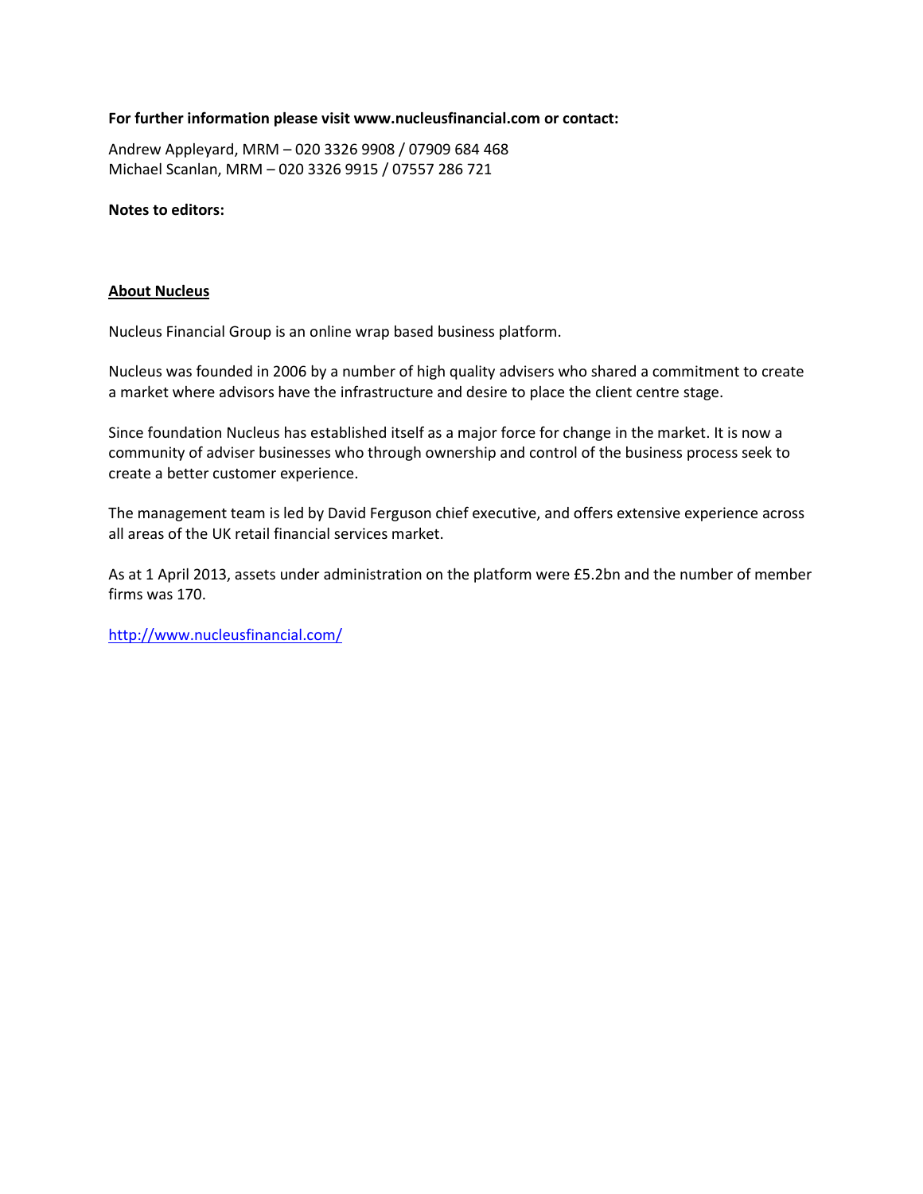**For further information please visit www.nucleusfinancial.com or contact:**

Andrew Appleyard, MRM – 020 3326 9908 / 07909 684 468
Michael Scanlan, MRM – 020 3326 9915 / 07557 286 721

**Notes to editors:**

**About Nucleus**

Nucleus Financial Group is an online wrap based business platform.

Nucleus was founded in 2006 by a number of high quality advisers who shared a commitment to create a market where advisors have the infrastructure and desire to place the client centre stage.

Since foundation Nucleus has established itself as a major force for change in the market. It is now a community of adviser businesses who through ownership and control of the business process seek to create a better customer experience.

The management team is led by David Ferguson chief executive, and offers extensive experience across all areas of the UK retail financial services market.

As at 1 April 2013, assets under administration on the platform were £5.2bn and the number of member firms was 170.

http://www.nucleusfinancial.com/